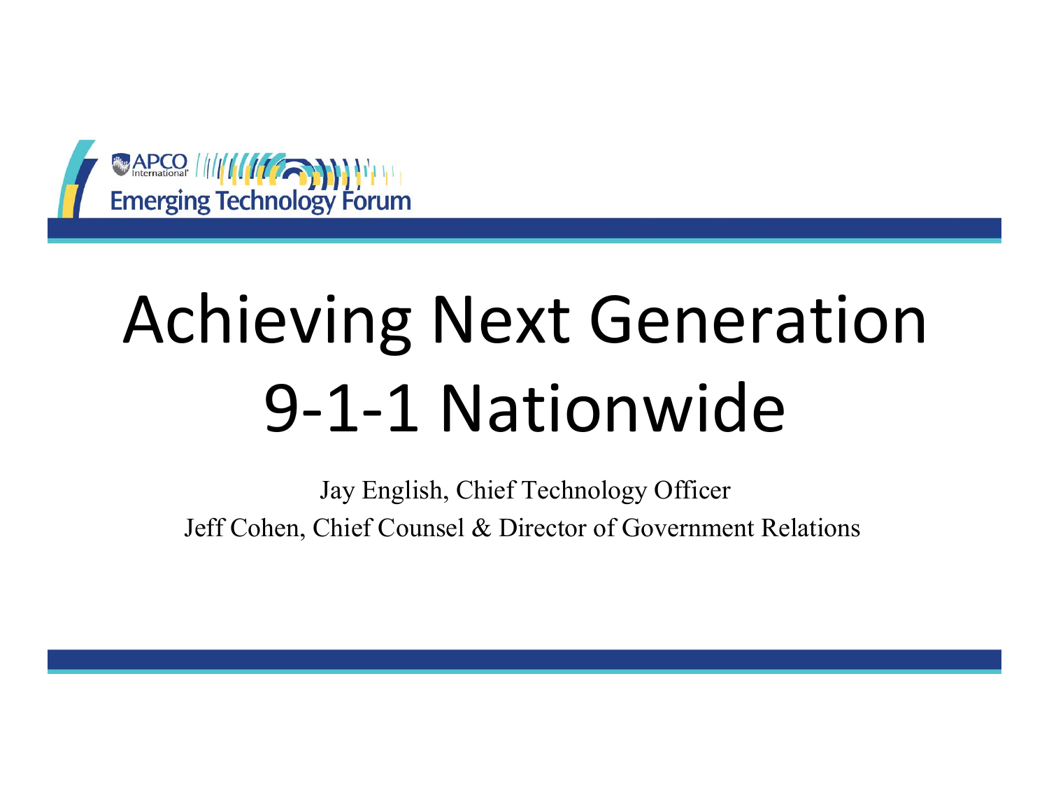APCO International Emerging Technology Forum

# Achieving Next Generation 9-1-1 Nationwide

Jay English, Chief Technology Officer

Jeff Cohen, Chief Counsel & Director of Government Relations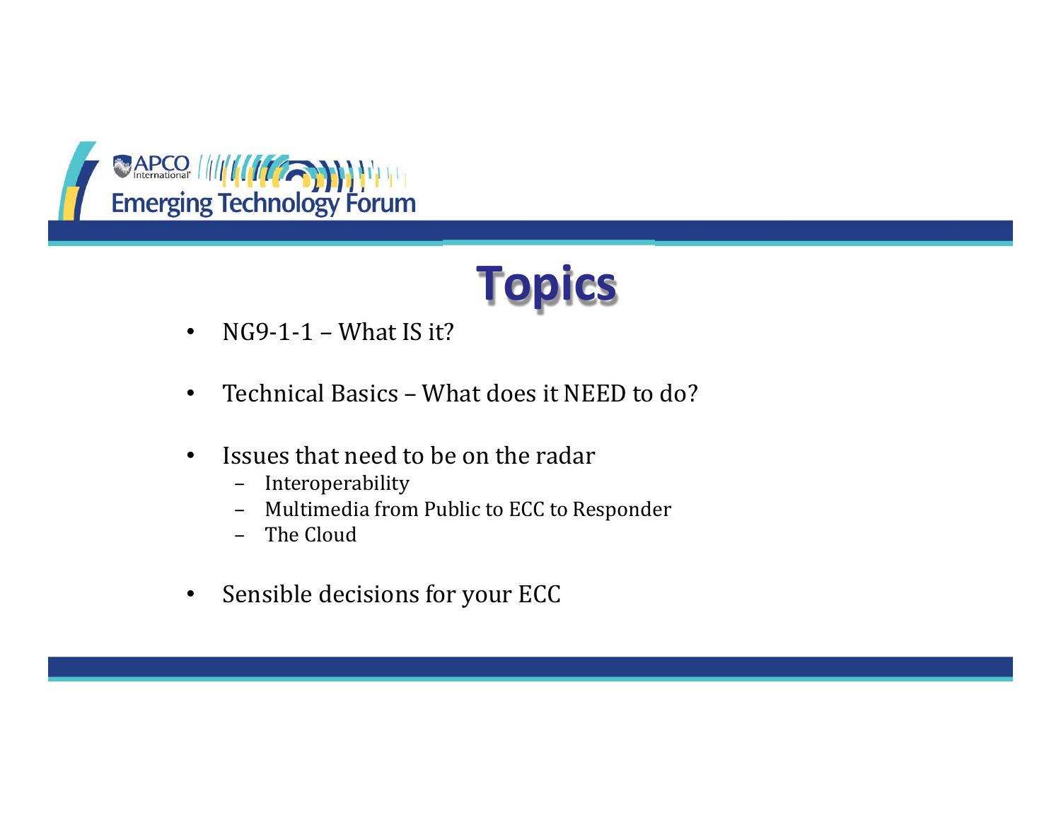# Topics

- NG9-1-1 – What IS it?
- Technical Basics – What does it NEED to do?
- Issues that need to be on the radar
  - Interoperability
  - Multimedia from Public to ECC to Responder
  - The Cloud
- Sensible decisions for your ECC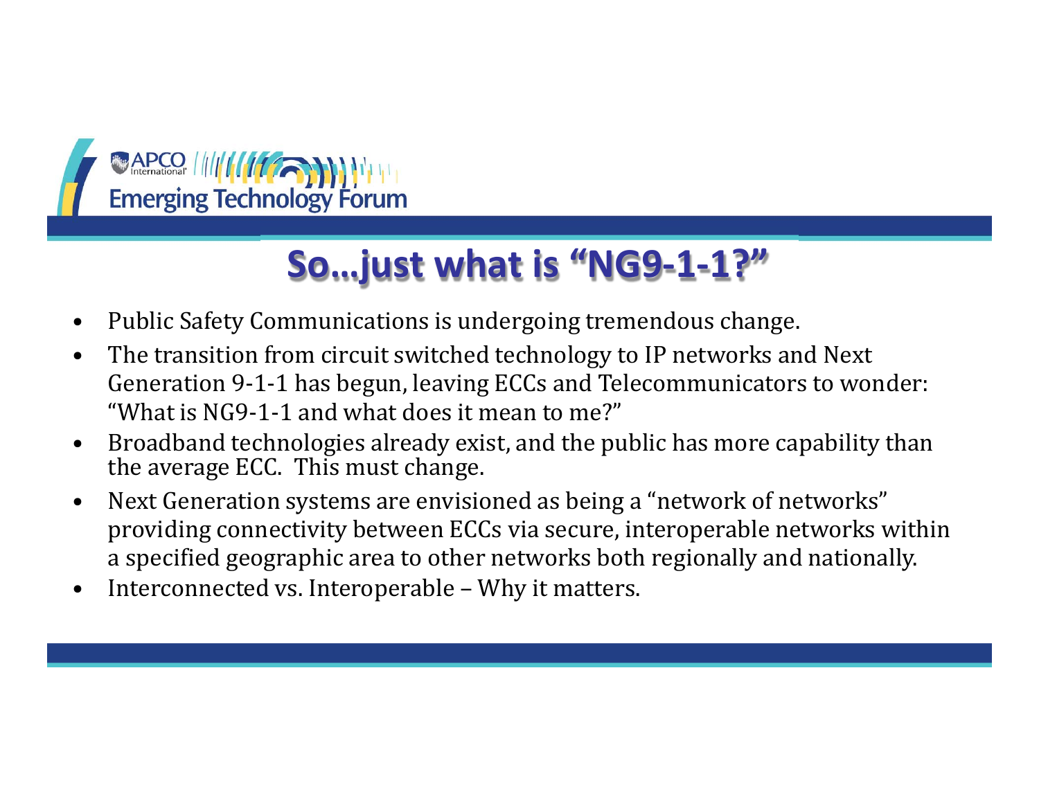# So…just what is "NG9-1-1?"

- Public Safety Communications is undergoing tremendous change.
- The transition from circuit switched technology to IP networks and Next Generation 9-1-1 has begun, leaving ECCs and Telecommunicators to wonder: "What is NG9-1-1 and what does it mean to me?"
- Broadband technologies already exist, and the public has more capability than the average ECC. This must change.
- Next Generation systems are envisioned as being a "network of networks" providing connectivity between ECCs via secure, interoperable networks within a specified geographic area to other networks both regionally and nationally.
- Interconnected vs. Interoperable – Why it matters.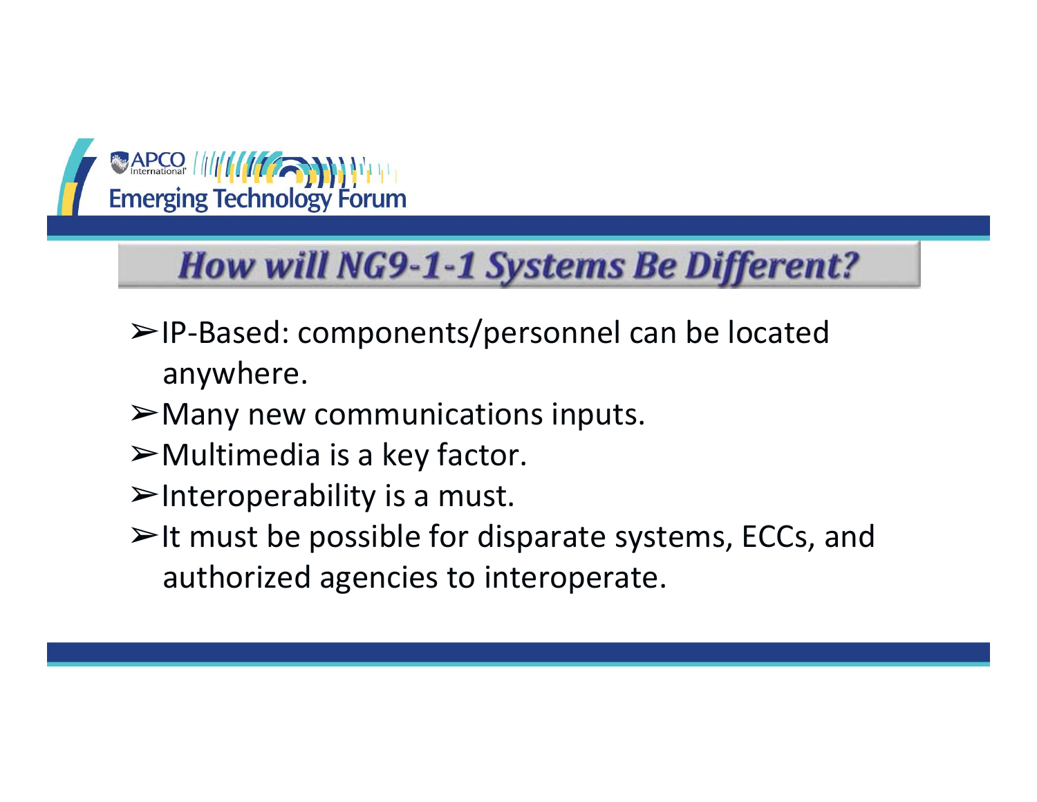## How will NG9-1-1 Systems Be Different?

- IP-Based: components/personnel can be located anywhere.
- Many new communications inputs.
- Multimedia is a key factor.
- Interoperability is a must.
- It must be possible for disparate systems, ECCs, and authorized agencies to interoperate.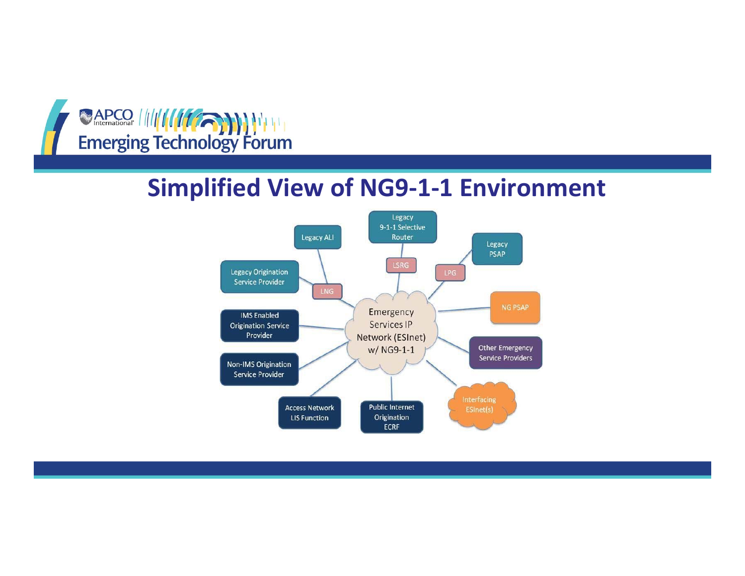# Simplified View of NG9-1-1 Environment

- Emergency Services IP Network (ESInet) w/ NG9-1-1
- Legacy ALI
- Legacy 9-1-1 Selective Router
- Legacy PSAP
- Legacy Origination Service Provider
- LNG
- LSRG
- LPG
- NG PSAP
- IMS Enabled Origination Service Provider
- Non-IMS Origination Service Provider
- Other Emergency Service Providers
- Access Network LIS Function
- Public Internet Origination ECRF
- Interfacing ESInet(s)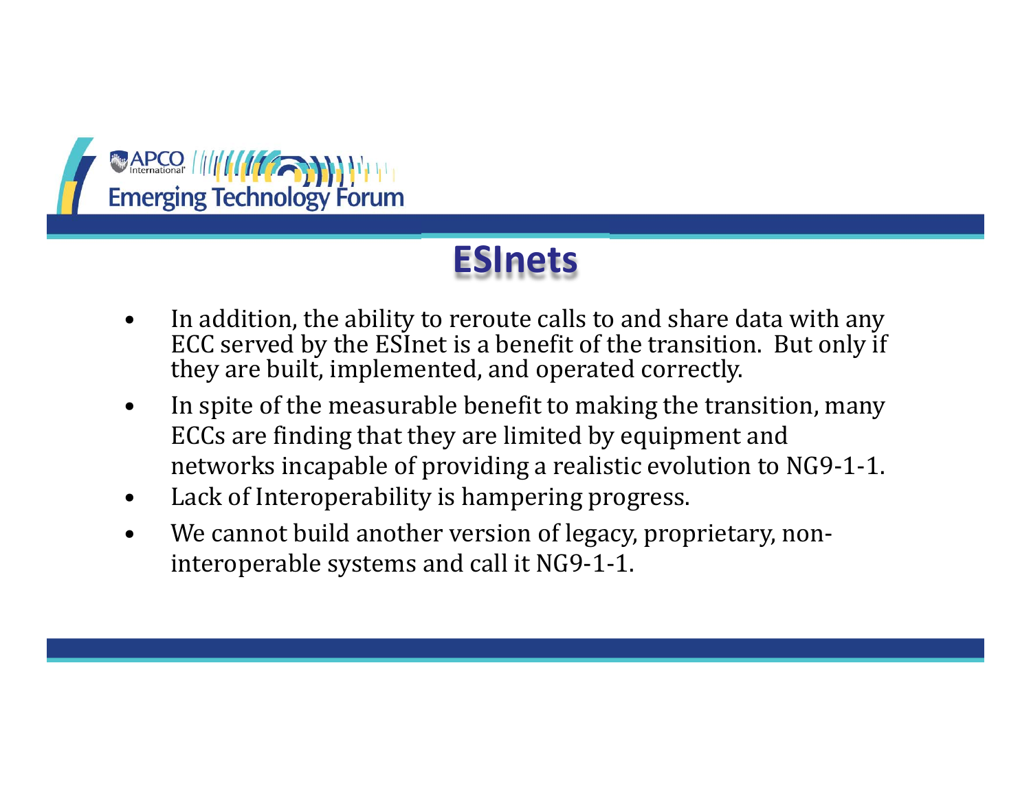# ESInets

- In addition, the ability to reroute calls to and share data with any ECC served by the ESInet is a benefit of the transition. But only if they are built, implemented, and operated correctly.
- In spite of the measurable benefit to making the transition, many ECCs are finding that they are limited by equipment and networks incapable of providing a realistic evolution to NG9-1-1.
- Lack of Interoperability is hampering progress.
- We cannot build another version of legacy, proprietary, non-interoperable systems and call it NG9-1-1.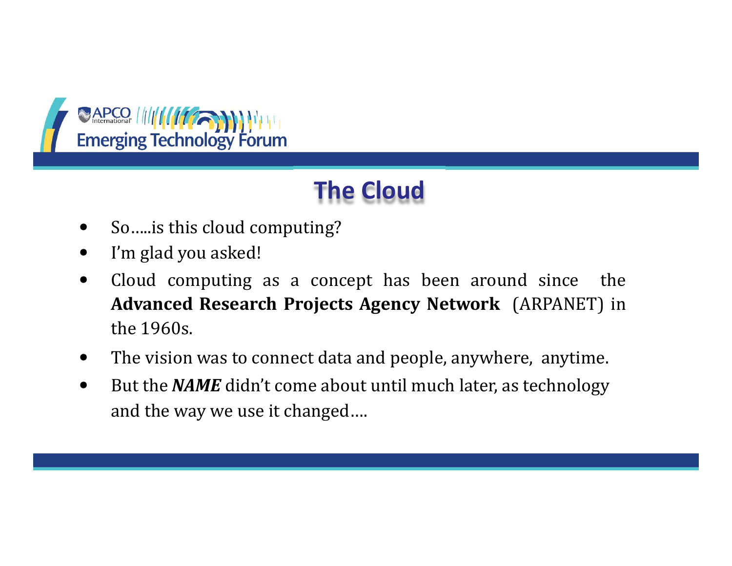# The Cloud

- So.....is this cloud computing?
- I'm glad you asked!
- Cloud computing as a concept has been around since the **Advanced Research Projects Agency Network** (ARPANET) in the 1960s.
- The vision was to connect data and people, anywhere, anytime.
- But the ***NAME*** didn't come about until much later, as technology and the way we use it changed....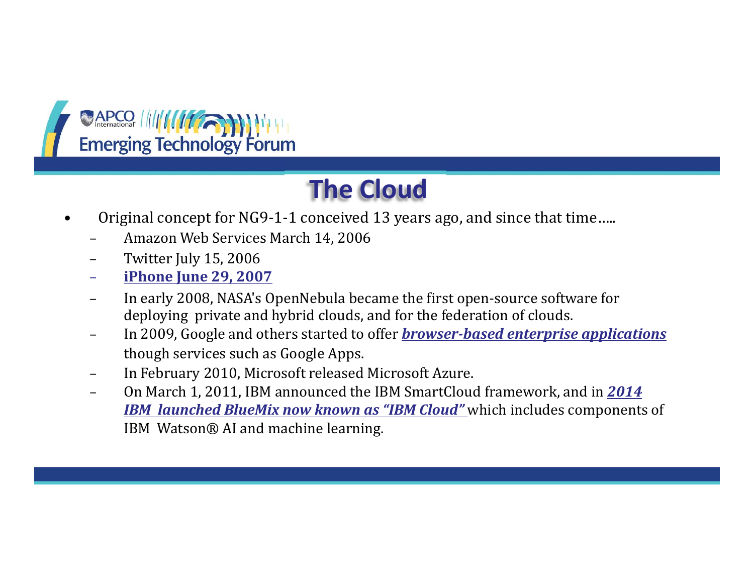# The Cloud

- Original concept for NG9-1-1 conceived 13 years ago, and since that time…..
  - Amazon Web Services March 14, 2006
  - Twitter July 15, 2006
  - **iPhone June 29, 2007**
  - In early 2008, NASA's OpenNebula became the first open-source software for deploying private and hybrid clouds, and for the federation of clouds.
  - In 2009, Google and others started to offer ***browser-based enterprise applications*** though services such as Google Apps.
  - In February 2010, Microsoft released Microsoft Azure.
  - On March 1, 2011, IBM announced the IBM SmartCloud framework, and in ***2014 IBM launched BlueMix now known as "IBM Cloud"*** which includes components of IBM Watson® AI and machine learning.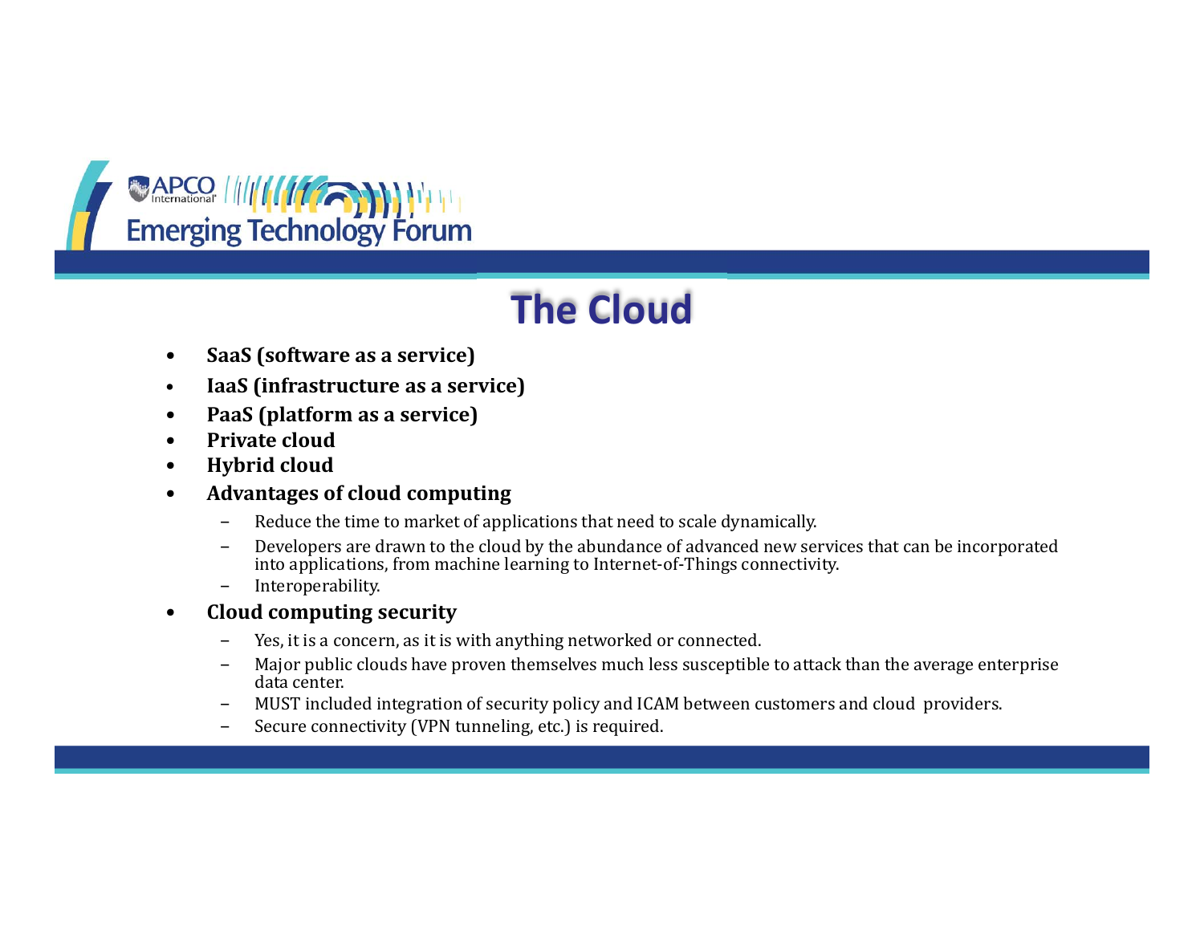# The Cloud

- **SaaS (software as a service)**
- **IaaS (infrastructure as a service)**
- **PaaS (platform as a service)**
- **Private cloud**
- **Hybrid cloud**
- **Advantages of cloud computing**
  - Reduce the time to market of applications that need to scale dynamically.
  - Developers are drawn to the cloud by the abundance of advanced new services that can be incorporated into applications, from machine learning to Internet-of-Things connectivity.
  - Interoperability.
- **Cloud computing security**
  - Yes, it is a concern, as it is with anything networked or connected.
  - Major public clouds have proven themselves much less susceptible to attack than the average enterprise data center.
  - MUST included integration of security policy and ICAM between customers and cloud providers.
  - Secure connectivity (VPN tunneling, etc.) is required.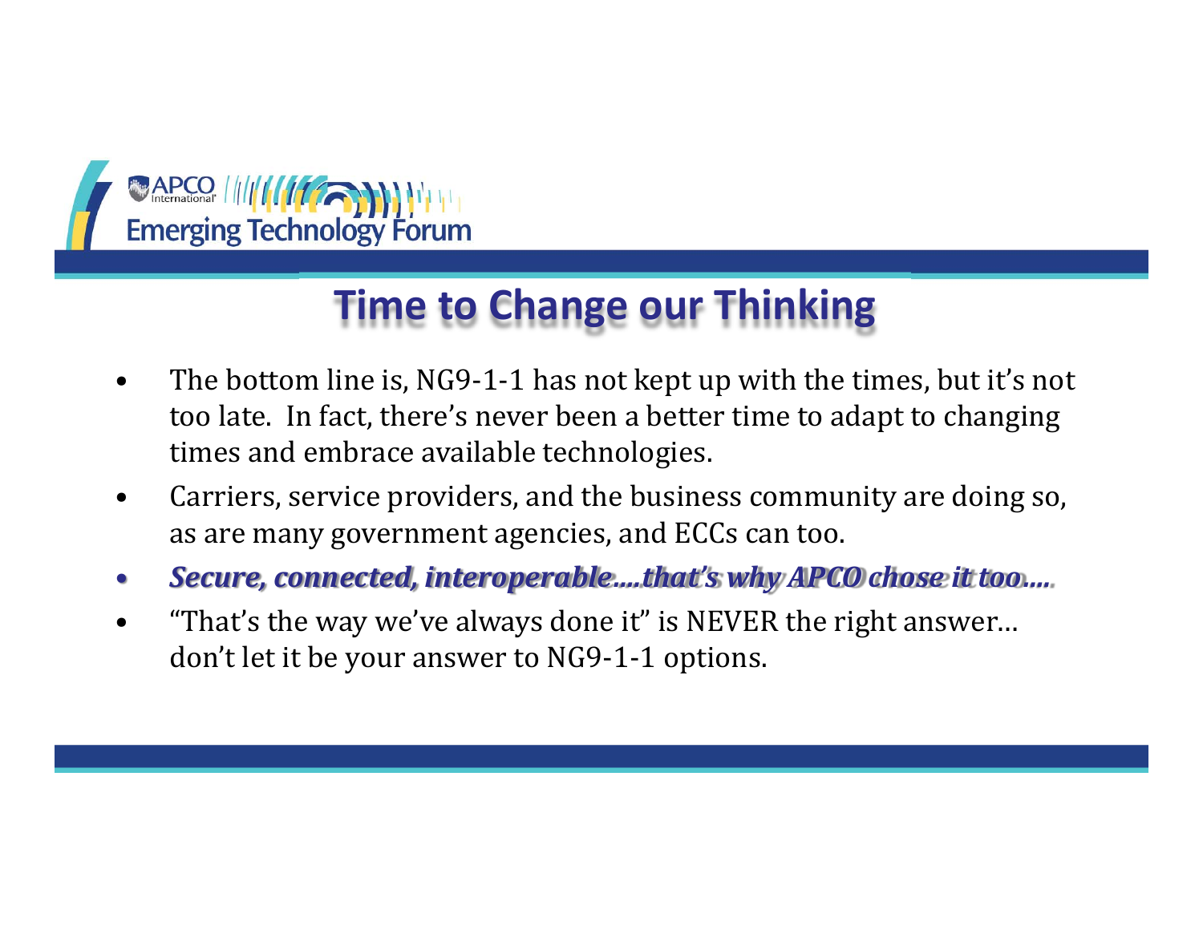APCO International Emerging Technology Forum

# Time to Change our Thinking

- The bottom line is, NG9-1-1 has not kept up with the times, but it's not too late. In fact, there's never been a better time to adapt to changing times and embrace available technologies.
- Carriers, service providers, and the business community are doing so, as are many government agencies, and ECCs can too.
- ***Secure, connected, interoperable….that's why APCO chose it too….***
- "That's the way we've always done it" is NEVER the right answer… don't let it be your answer to NG9-1-1 options.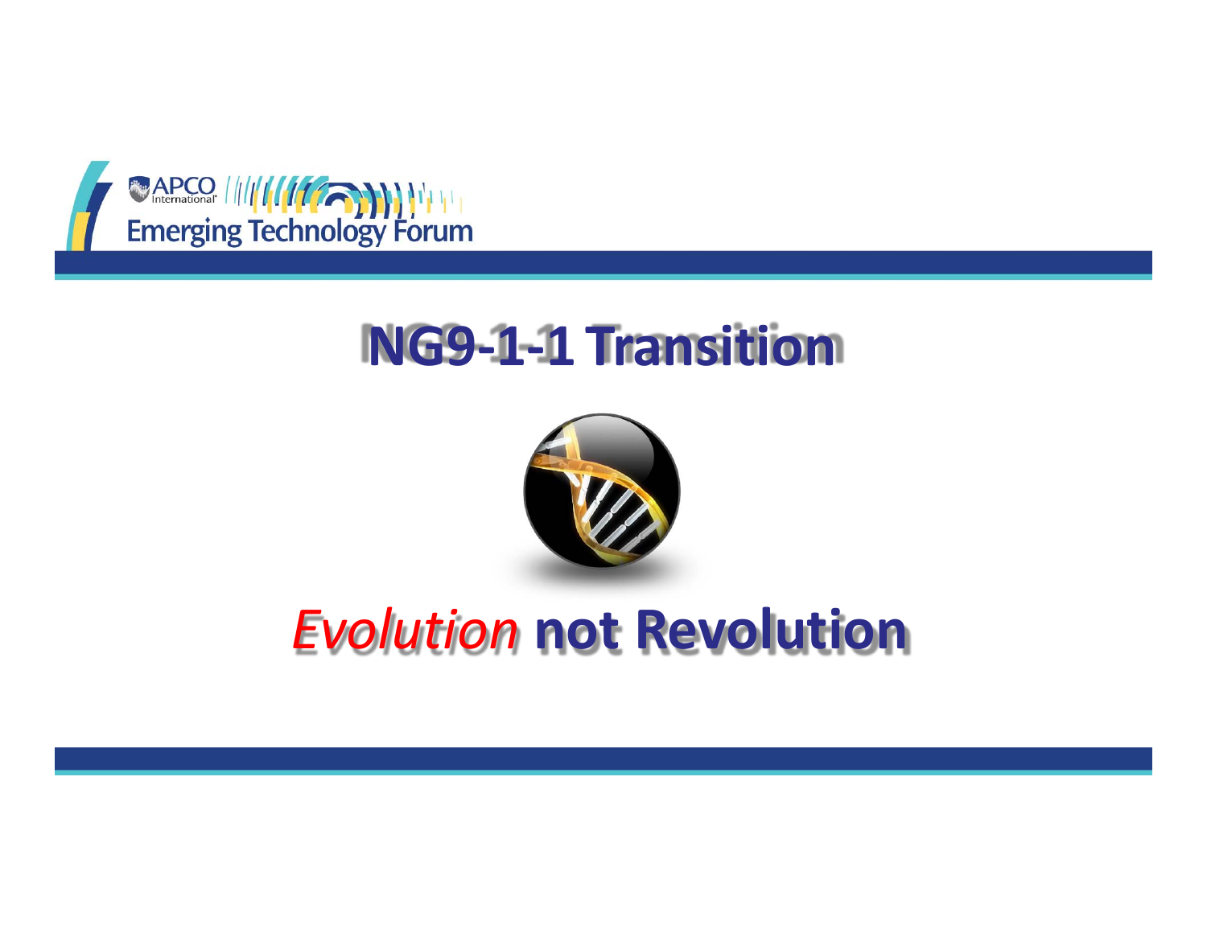# NG9-1-1 Transition

## *Evolution* not Revolution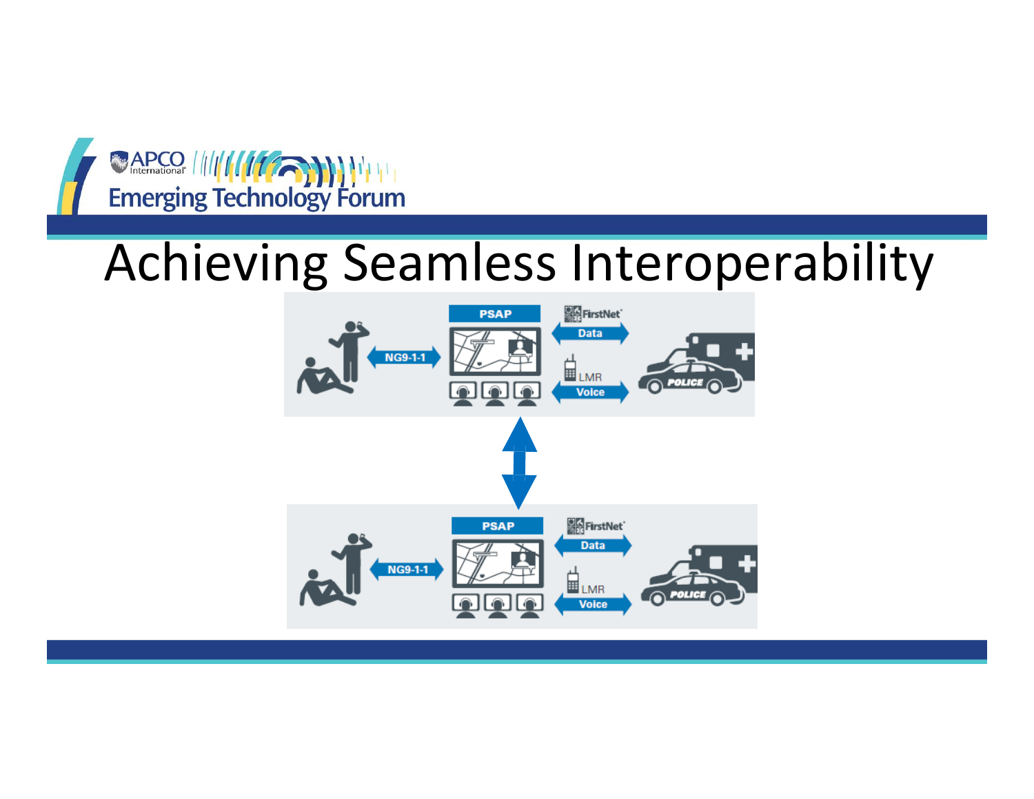# Achieving Seamless Interoperability

PSAP

NG9-1-1

FirstNet

Data

LMR

Voice

POLICE

PSAP

NG9-1-1

FirstNet

Data

LMR

Voice

POLICE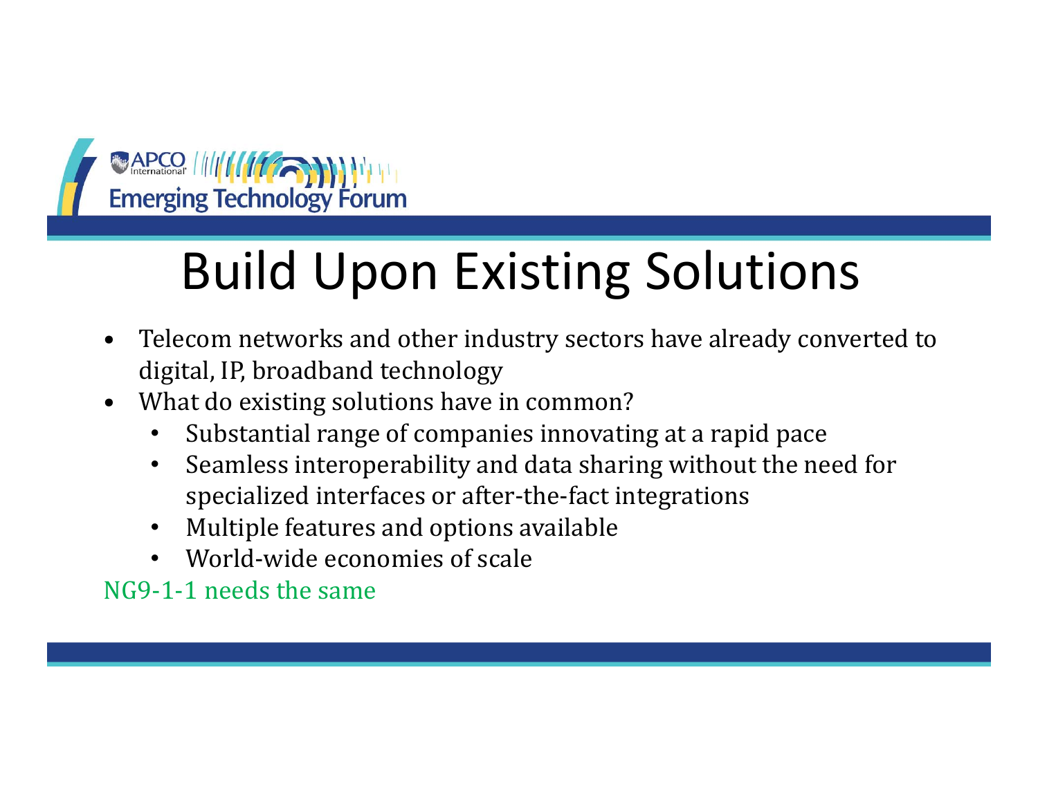# Build Upon Existing Solutions

- Telecom networks and other industry sectors have already converted to digital, IP, broadband technology
- What do existing solutions have in common?
  - Substantial range of companies innovating at a rapid pace
  - Seamless interoperability and data sharing without the need for specialized interfaces or after-the-fact integrations
  - Multiple features and options available
  - World-wide economies of scale

NG9-1-1 needs the same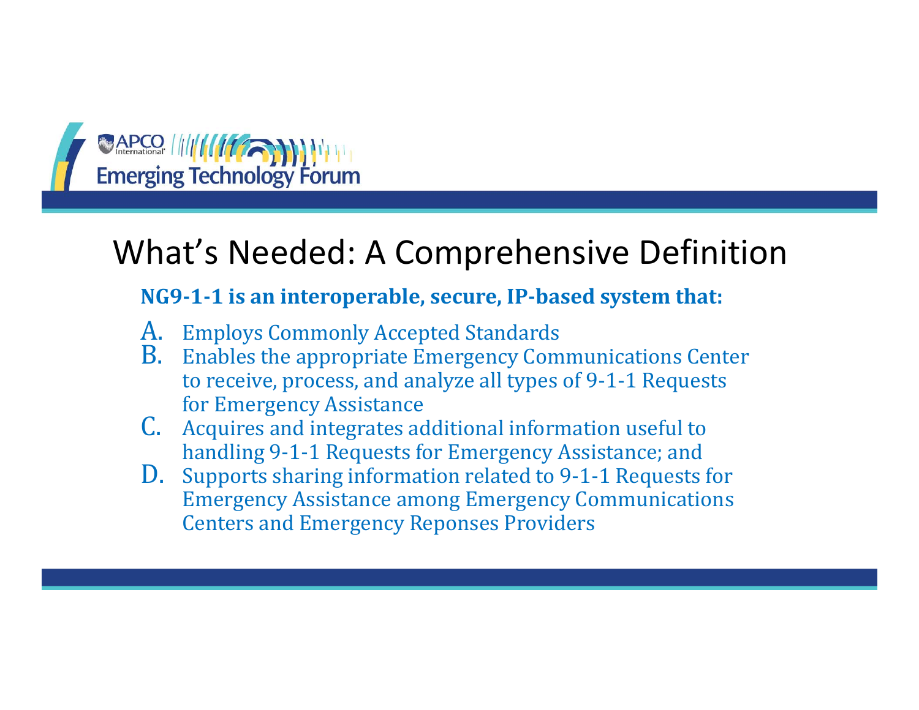# What's Needed: A Comprehensive Definition

**NG9-1-1 is an interoperable, secure, IP-based system that:**

A. Employs Commonly Accepted Standards
B. Enables the appropriate Emergency Communications Center to receive, process, and analyze all types of 9-1-1 Requests for Emergency Assistance
C. Acquires and integrates additional information useful to handling 9-1-1 Requests for Emergency Assistance; and
D. Supports sharing information related to 9-1-1 Requests for Emergency Assistance among Emergency Communications Centers and Emergency Reponses Providers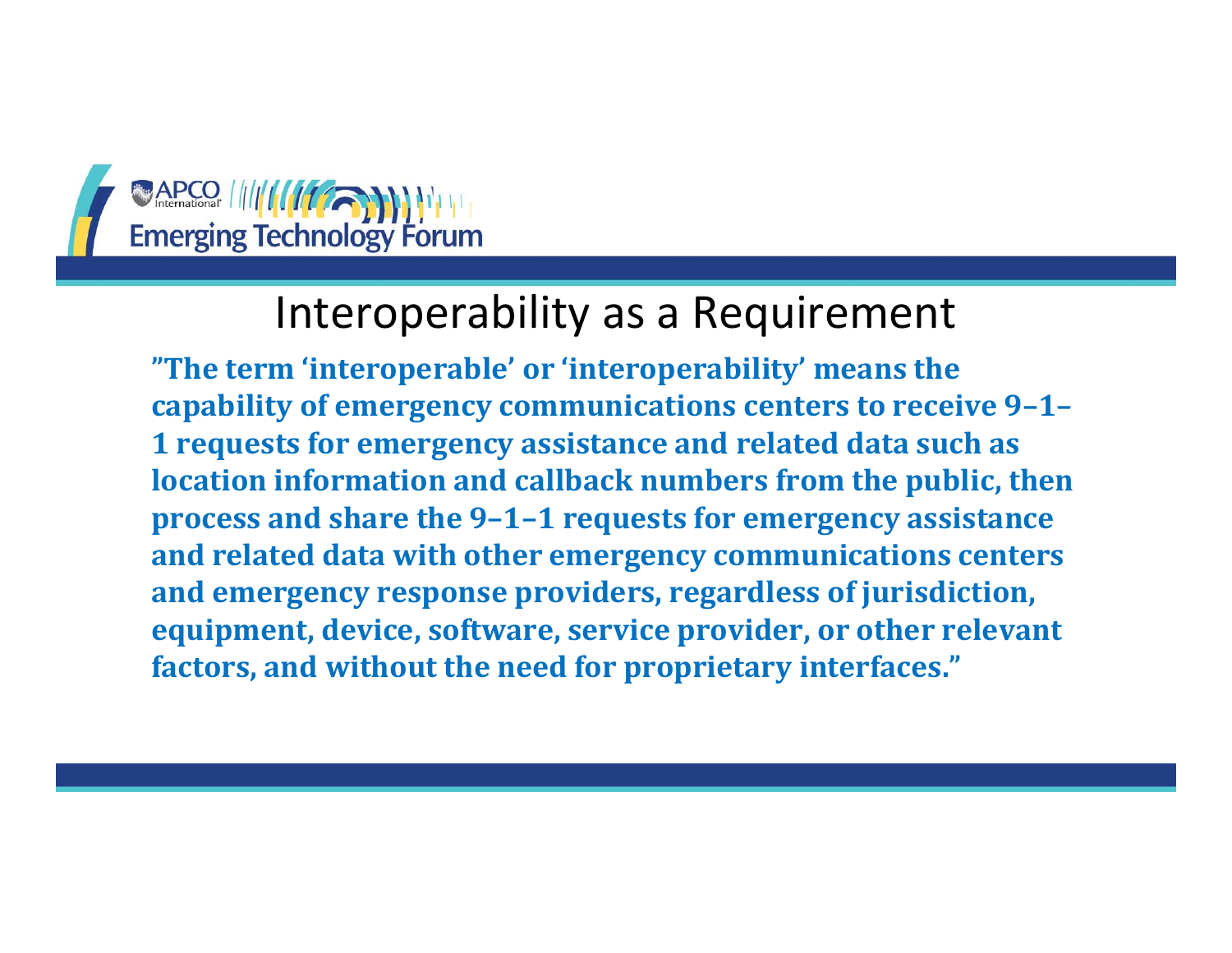# Interoperability as a Requirement

**"The term 'interoperable' or 'interoperability' means the capability of emergency communications centers to receive 9–1–1 requests for emergency assistance and related data such as location information and callback numbers from the public, then process and share the 9–1–1 requests for emergency assistance and related data with other emergency communications centers and emergency response providers, regardless of jurisdiction, equipment, device, software, service provider, or other relevant factors, and without the need for proprietary interfaces."**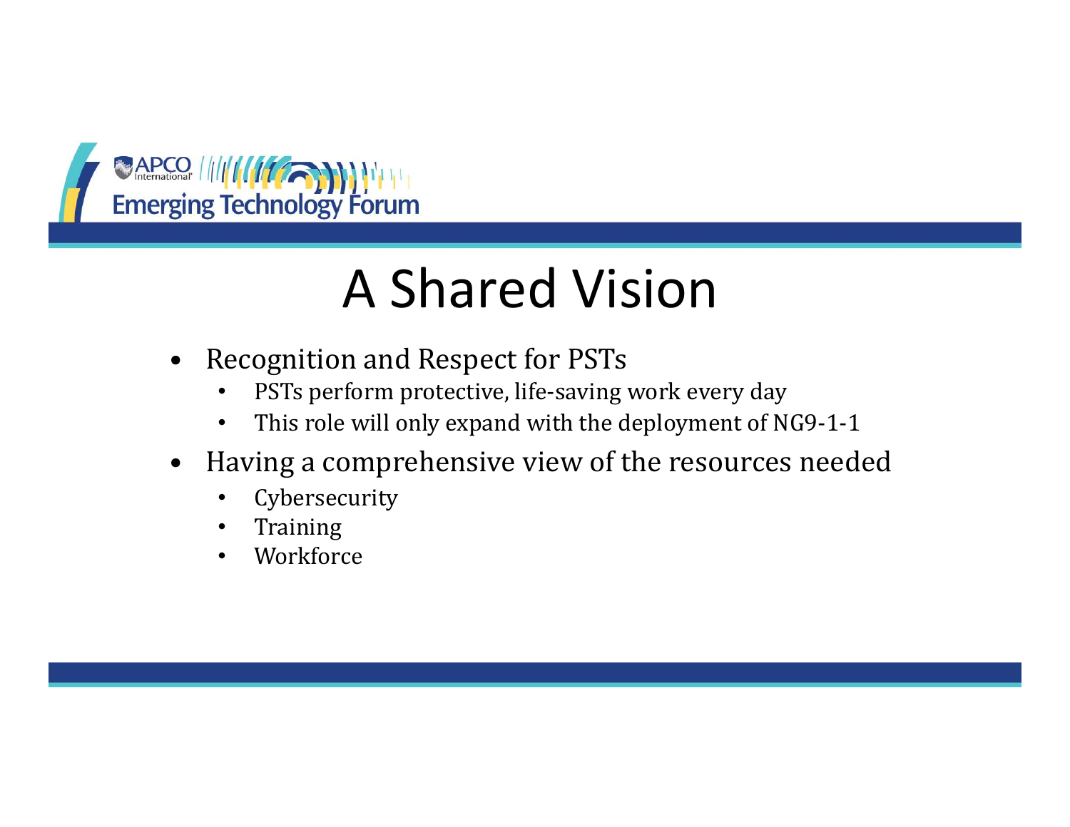# A Shared Vision

- Recognition and Respect for PSTs
  - PSTs perform protective, life-saving work every day
  - This role will only expand with the deployment of NG9-1-1
- Having a comprehensive view of the resources needed
  - Cybersecurity
  - Training
  - Workforce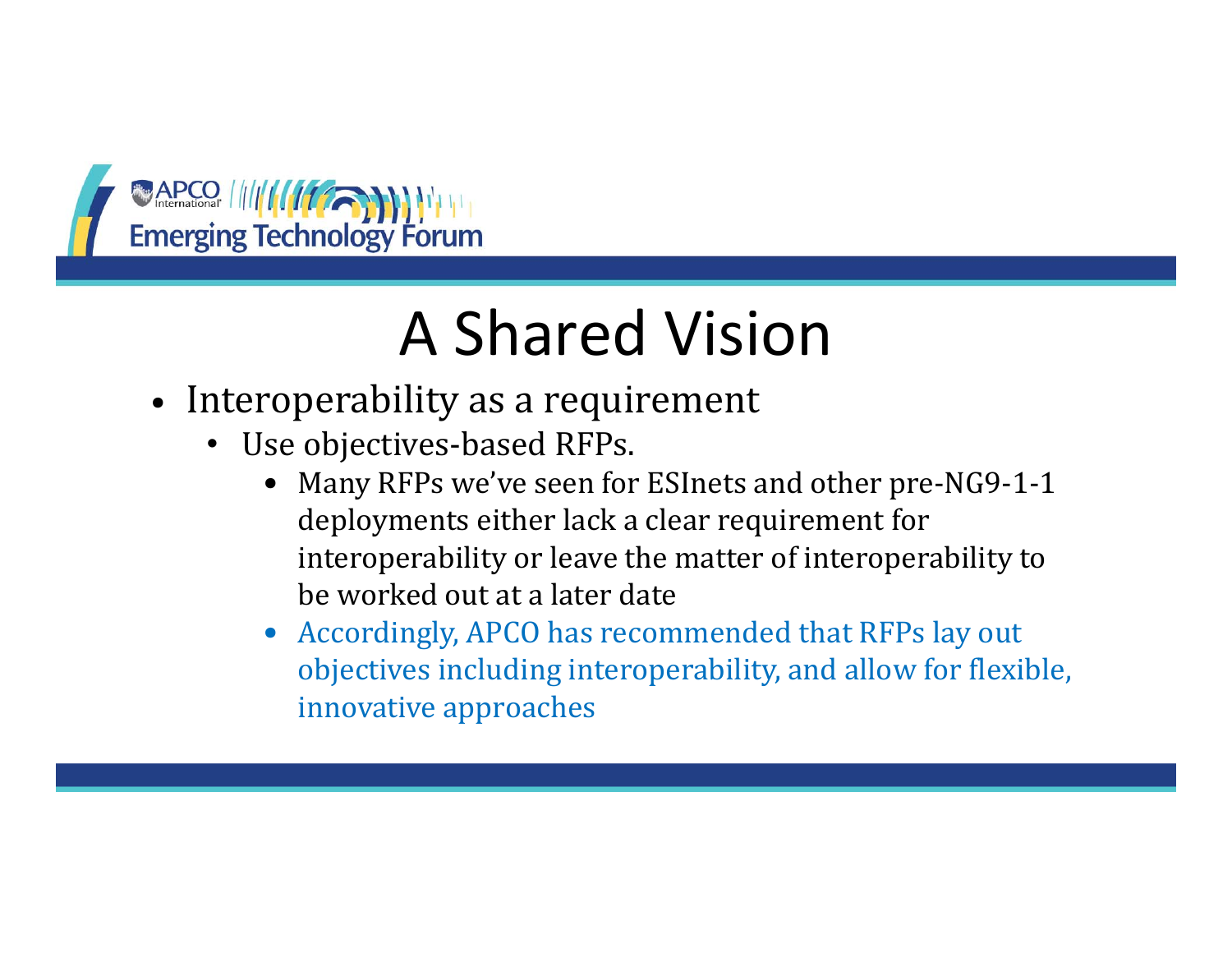# A Shared Vision

- Interoperability as a requirement
  - Use objectives-based RFPs.
    - Many RFPs we've seen for ESInets and other pre-NG9-1-1 deployments either lack a clear requirement for interoperability or leave the matter of interoperability to be worked out at a later date
    - Accordingly, APCO has recommended that RFPs lay out objectives including interoperability, and allow for flexible, innovative approaches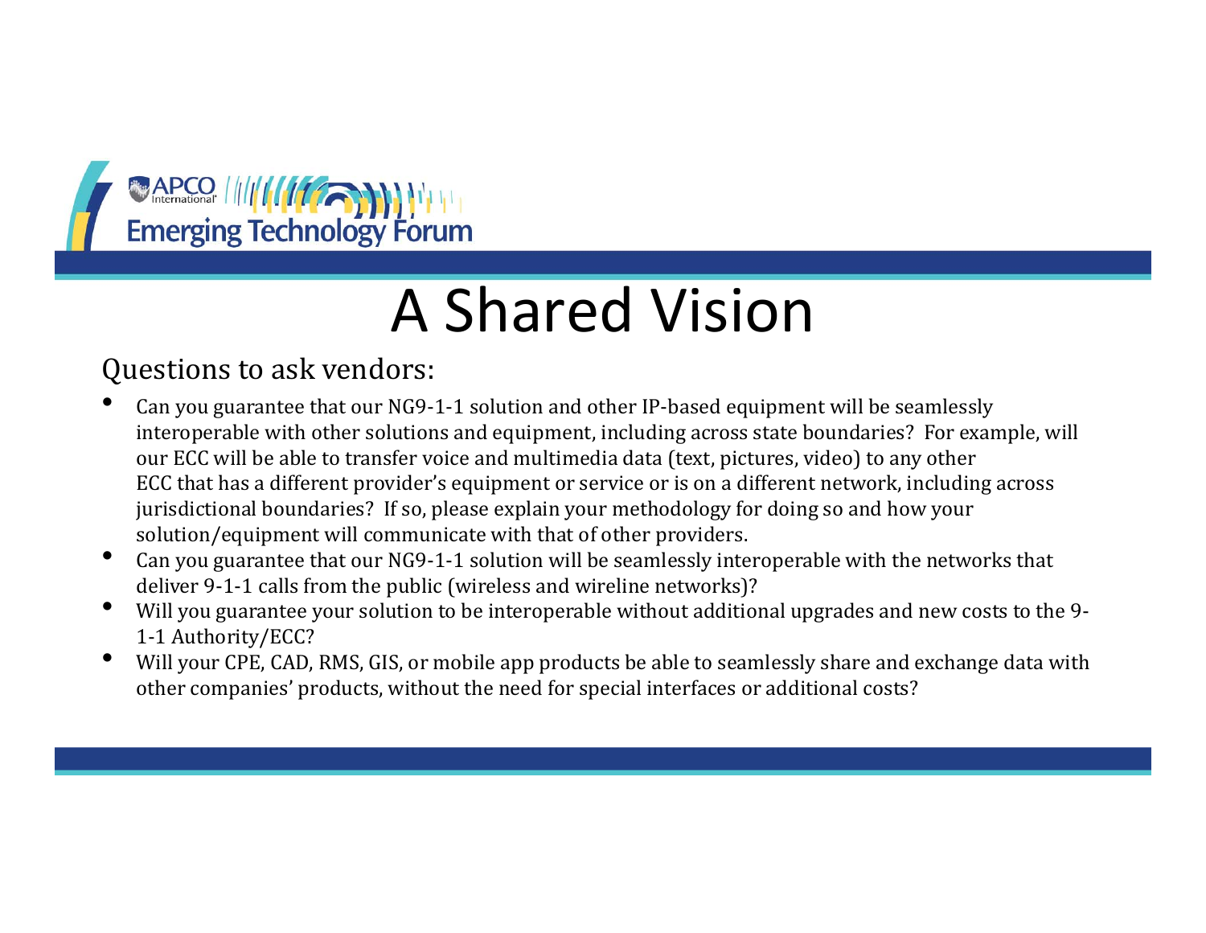# A Shared Vision

Questions to ask vendors:

- Can you guarantee that our NG9-1-1 solution and other IP-based equipment will be seamlessly interoperable with other solutions and equipment, including across state boundaries? For example, will our ECC will be able to transfer voice and multimedia data (text, pictures, video) to any other ECC that has a different provider's equipment or service or is on a different network, including across jurisdictional boundaries? If so, please explain your methodology for doing so and how your solution/equipment will communicate with that of other providers.
- Can you guarantee that our NG9-1-1 solution will be seamlessly interoperable with the networks that deliver 9-1-1 calls from the public (wireless and wireline networks)?
- Will you guarantee your solution to be interoperable without additional upgrades and new costs to the 9-1-1 Authority/ECC?
- Will your CPE, CAD, RMS, GIS, or mobile app products be able to seamlessly share and exchange data with other companies' products, without the need for special interfaces or additional costs?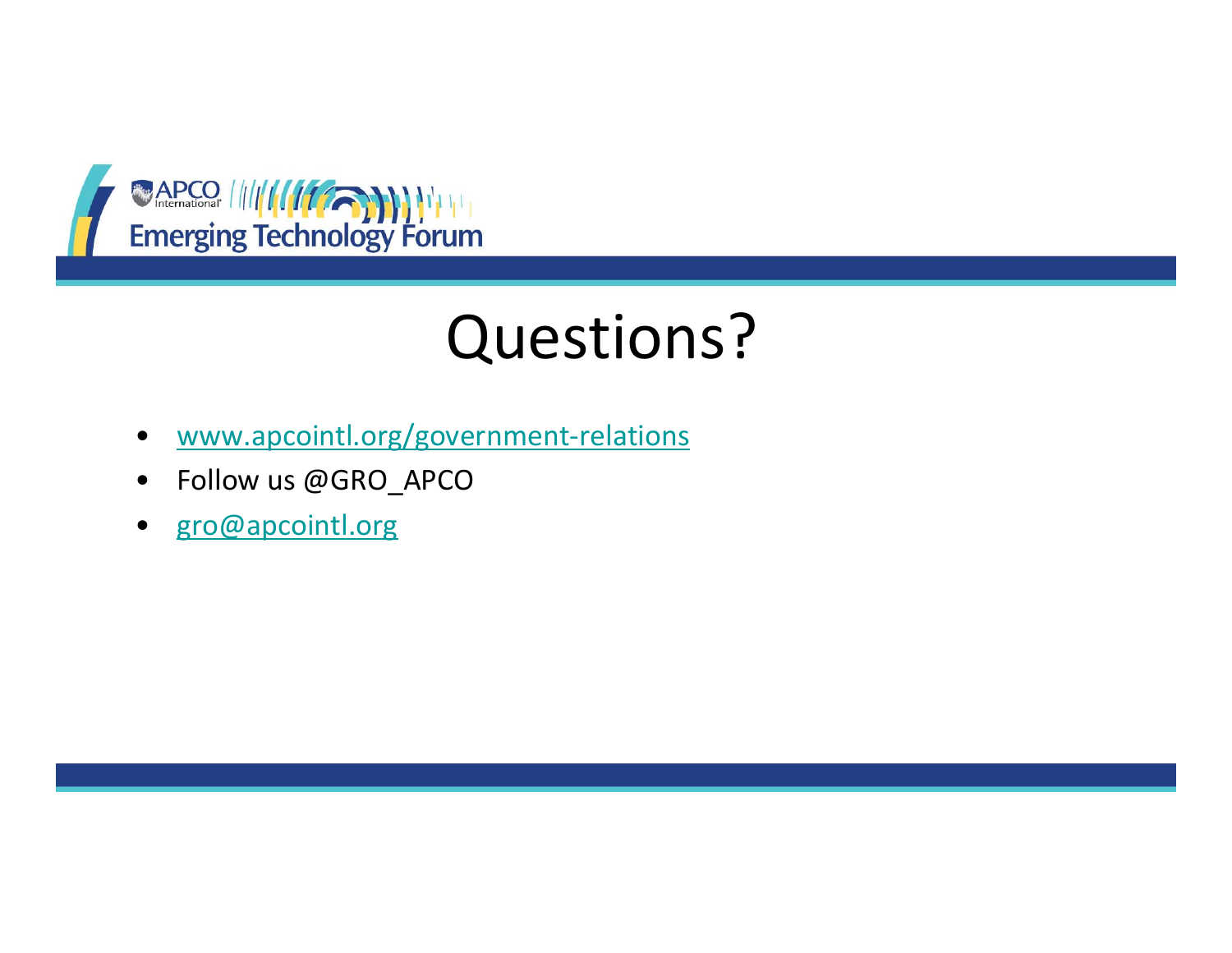# Questions?

- www.apcointl.org/government-relations
- Follow us @GRO_APCO
- gro@apcointl.org